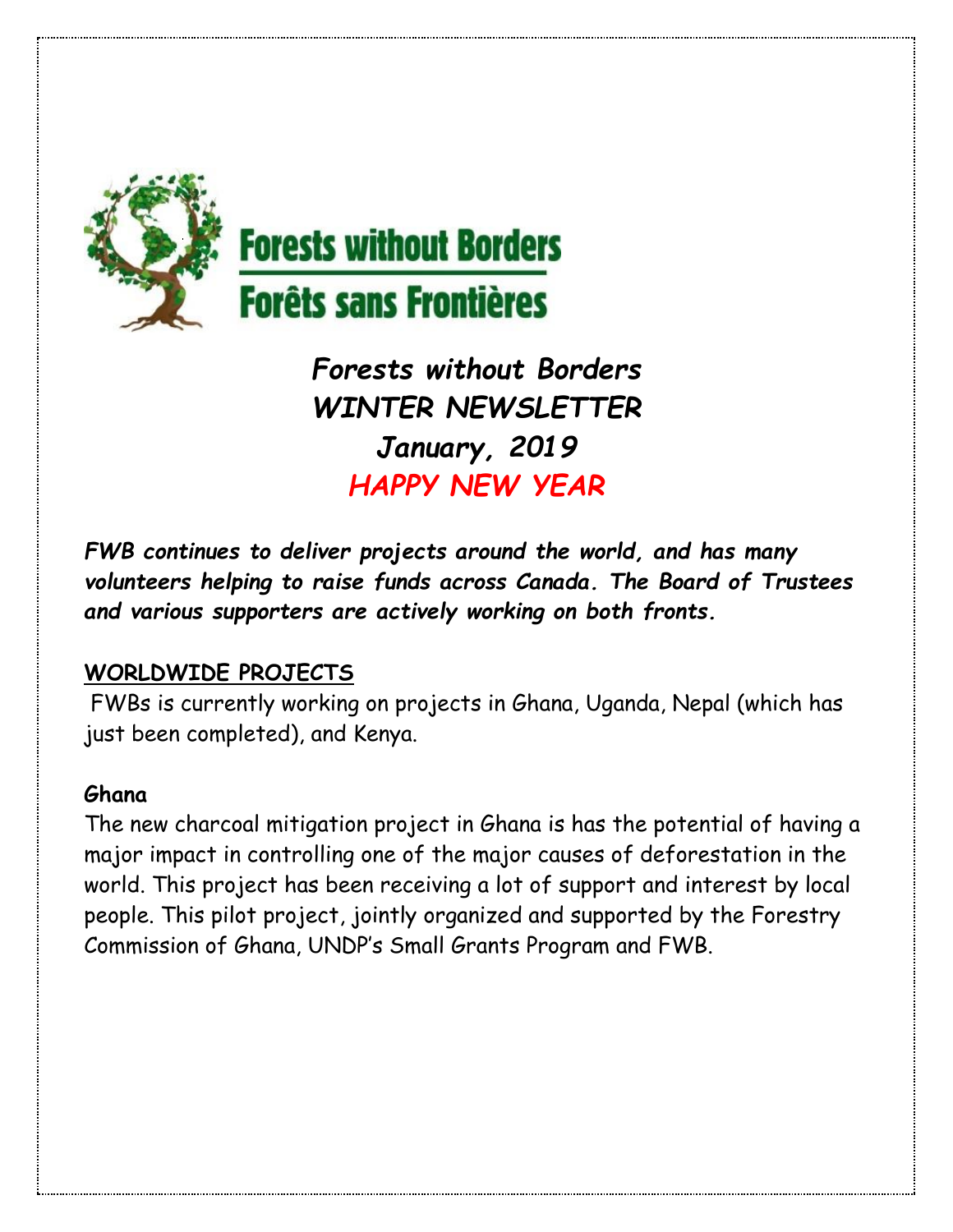**Forests without Borders**
**Forêts sans Frontières**

# *Forests without Borders*
## *WINTER NEWSLETTER*
## *January, 2019*
## *HAPPY NEW YEAR*

***FWB continues to deliver projects around the world, and has many volunteers helping to raise funds across Canada. The Board of Trustees and various supporters are actively working on both fronts.***

## WORLDWIDE PROJECTS

FWBs is currently working on projects in Ghana, Uganda, Nepal (which has just been completed), and Kenya.

### Ghana

The new charcoal mitigation project in Ghana is has the potential of having a major impact in controlling one of the major causes of deforestation in the world. This project has been receiving a lot of support and interest by local people. This pilot project, jointly organized and supported by the Forestry Commission of Ghana, UNDP's Small Grants Program and FWB.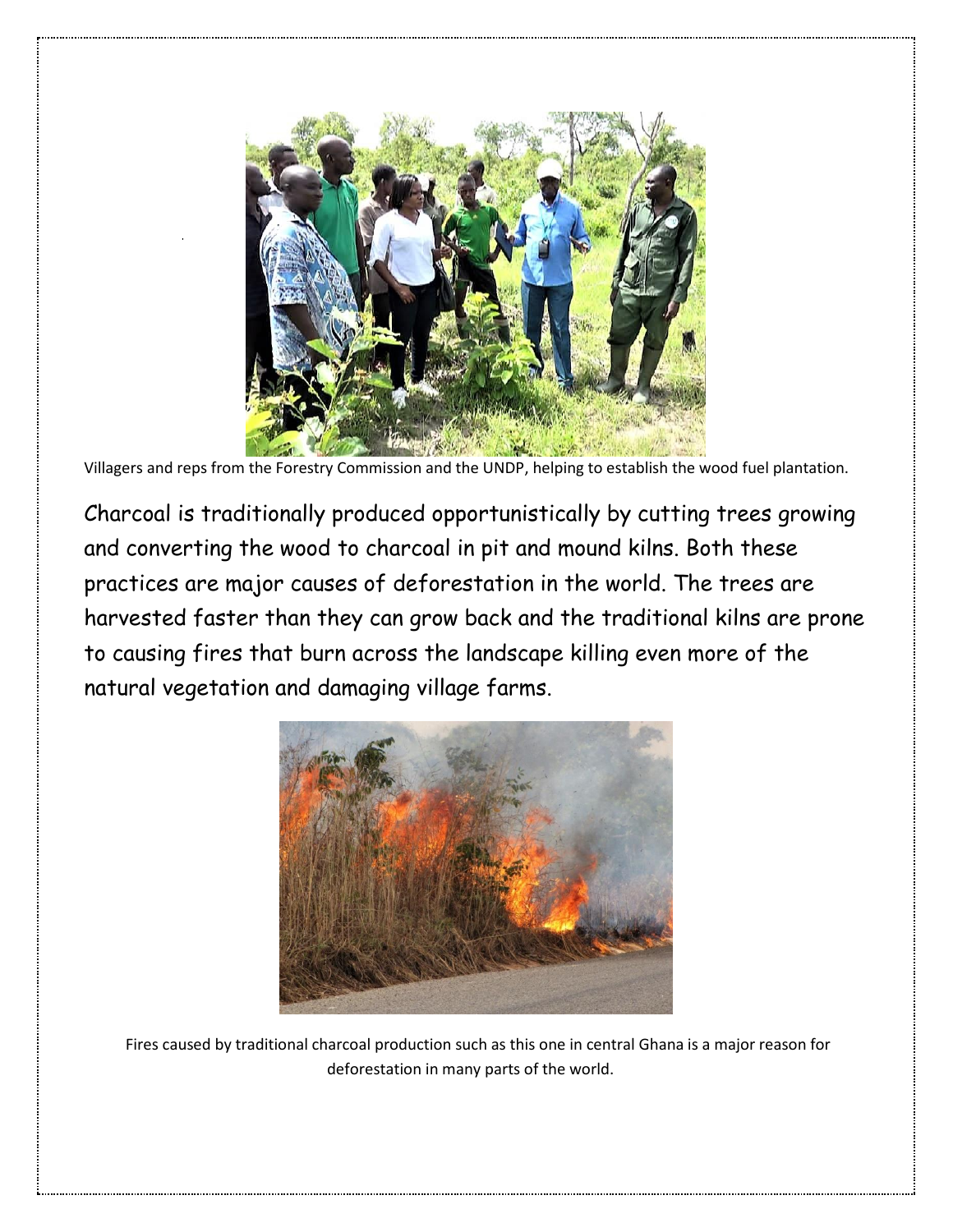Villagers and reps from the Forestry Commission and the UNDP, helping to establish the wood fuel plantation.

Charcoal is traditionally produced opportunistically by cutting trees growing and converting the wood to charcoal in pit and mound kilns. Both these practices are major causes of deforestation in the world. The trees are harvested faster than they can grow back and the traditional kilns are prone to causing fires that burn across the landscape killing even more of the natural vegetation and damaging village farms.

Fires caused by traditional charcoal production such as this one in central Ghana is a major reason for deforestation in many parts of the world.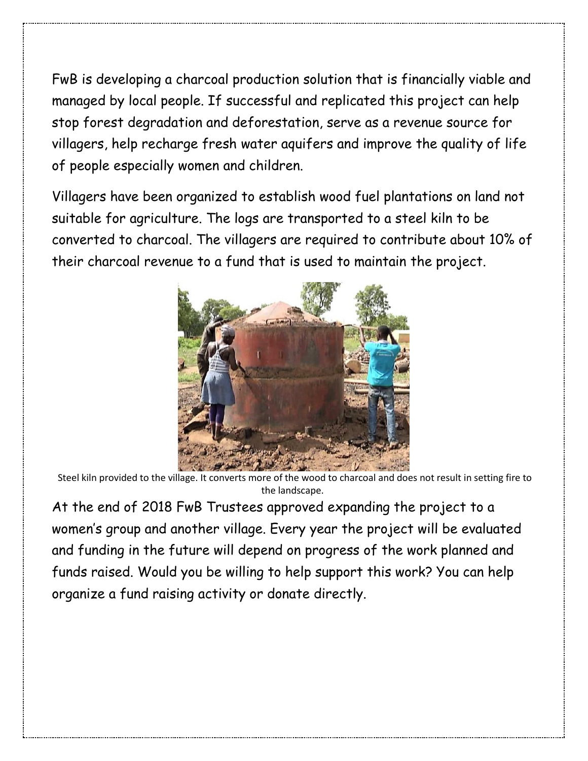FwB is developing a charcoal production solution that is financially viable and managed by local people. If successful and replicated this project can help stop forest degradation and deforestation, serve as a revenue source for villagers, help recharge fresh water aquifers and improve the quality of life of people especially women and children.

Villagers have been organized to establish wood fuel plantations on land not suitable for agriculture. The logs are transported to a steel kiln to be converted to charcoal. The villagers are required to contribute about 10% of their charcoal revenue to a fund that is used to maintain the project.

Steel kiln provided to the village. It converts more of the wood to charcoal and does not result in setting fire to the landscape.

At the end of 2018 FwB Trustees approved expanding the project to a women's group and another village. Every year the project will be evaluated and funding in the future will depend on progress of the work planned and funds raised. Would you be willing to help support this work? You can help organize a fund raising activity or donate directly.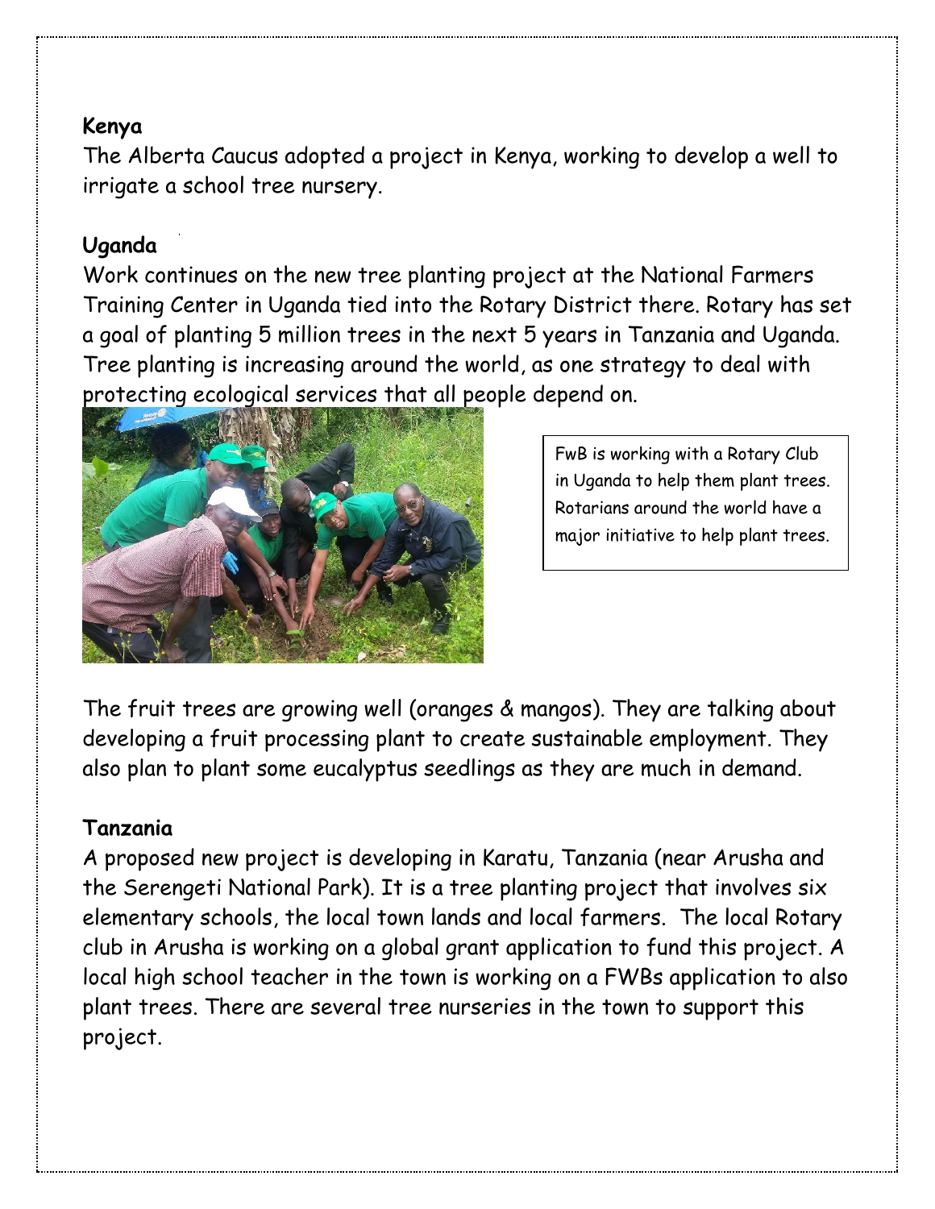**Kenya**

The Alberta Caucus adopted a project in Kenya, working to develop a well to irrigate a school tree nursery.

**Uganda**

Work continues on the new tree planting project at the National Farmers Training Center in Uganda tied into the Rotary District there. Rotary has set a goal of planting 5 million trees in the next 5 years in Tanzania and Uganda. Tree planting is increasing around the world, as one strategy to deal with protecting ecological services that all people depend on.

FwB is working with a Rotary Club in Uganda to help them plant trees. Rotarians around the world have a major initiative to help plant trees.

The fruit trees are growing well (oranges & mangos). They are talking about developing a fruit processing plant to create sustainable employment. They also plan to plant some eucalyptus seedlings as they are much in demand.

**Tanzania**

A proposed new project is developing in Karatu, Tanzania (near Arusha and the Serengeti National Park). It is a tree planting project that involves six elementary schools, the local town lands and local farmers. The local Rotary club in Arusha is working on a global grant application to fund this project. A local high school teacher in the town is working on a FWBs application to also plant trees. There are several tree nurseries in the town to support this project.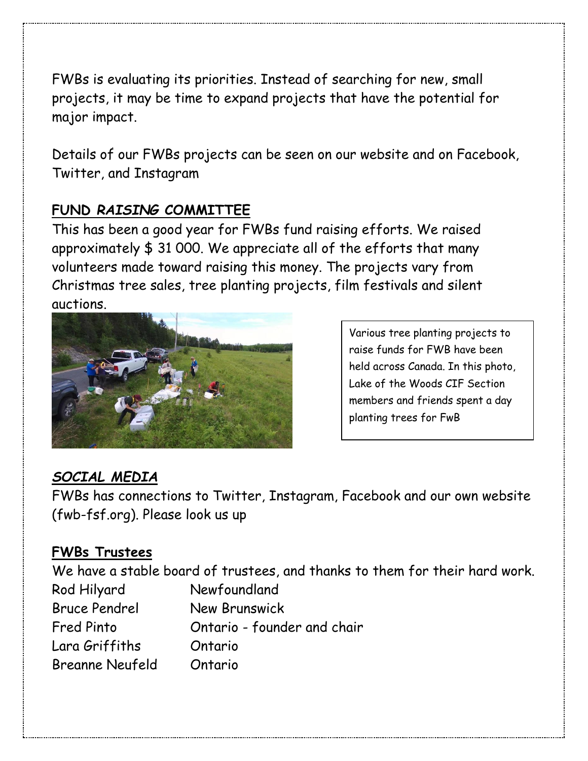FWBs is evaluating its priorities. Instead of searching for new, small projects, it may be time to expand projects that have the potential for major impact.

Details of our FWBs projects can be seen on our website and on Facebook, Twitter, and Instagram

## ***FUND RAISING COMMITTEE***

This has been a good year for FWBs fund raising efforts. We raised approximately $ 31 000. We appreciate all of the efforts that many volunteers made toward raising this money. The projects vary from Christmas tree sales, tree planting projects, film festivals and silent auctions.

Various tree planting projects to raise funds for FWB have been held across Canada. In this photo, Lake of the Woods CIF Section members and friends spent a day planting trees for FwB

## ***SOCIAL MEDIA***

FWBs has connections to Twitter, Instagram, Facebook and our own website (fwb-fsf.org). Please look us up

## **FWBs Trustees**

We have a stable board of trustees, and thanks to them for their hard work.

| | |
|---|---|
| Rod Hilyard | Newfoundland |
| Bruce Pendrel | New Brunswick |
| Fred Pinto | Ontario - founder and chair |
| Lara Griffiths | Ontario |
| Breanne Neufeld | Ontario |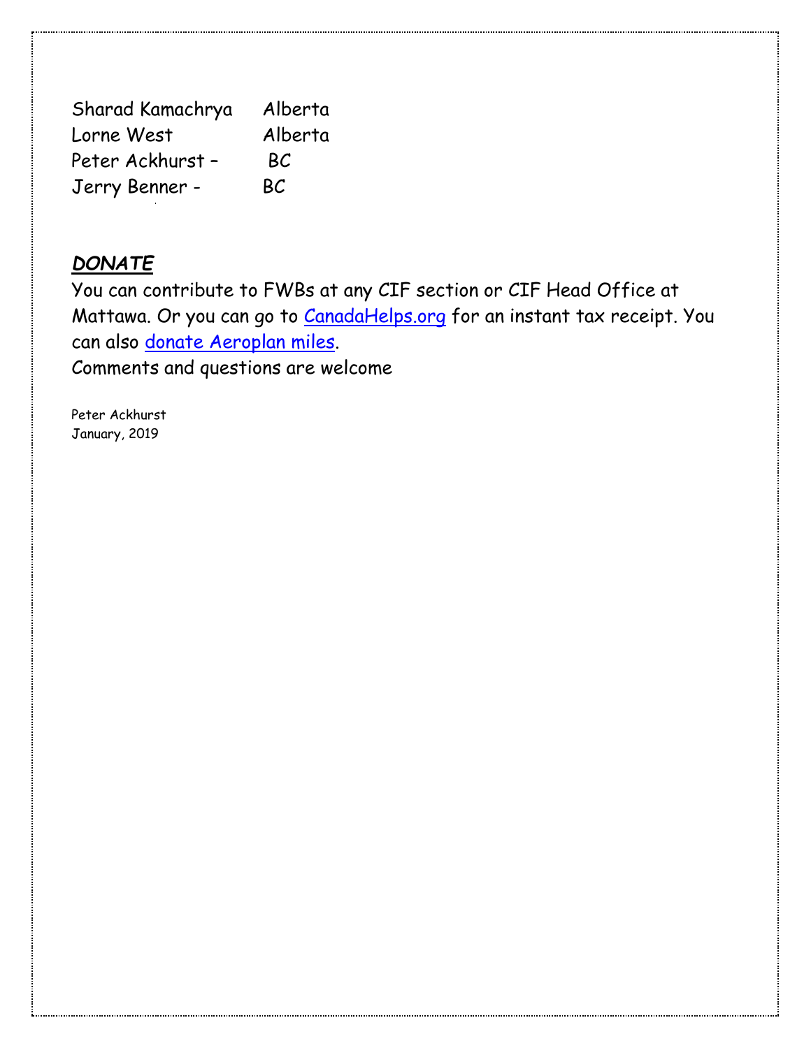| | |
|---|---|
| Sharad Kamachrya | Alberta |
| Lorne West | Alberta |
| Peter Ackhurst – | BC |
| Jerry Benner - | BC |

## ***DONATE***

You can contribute to FWBs at any CIF section or CIF Head Office at Mattawa. Or you can go to CanadaHelps.org for an instant tax receipt. You can also donate Aeroplan miles.
Comments and questions are welcome

Peter Ackhurst
January, 2019